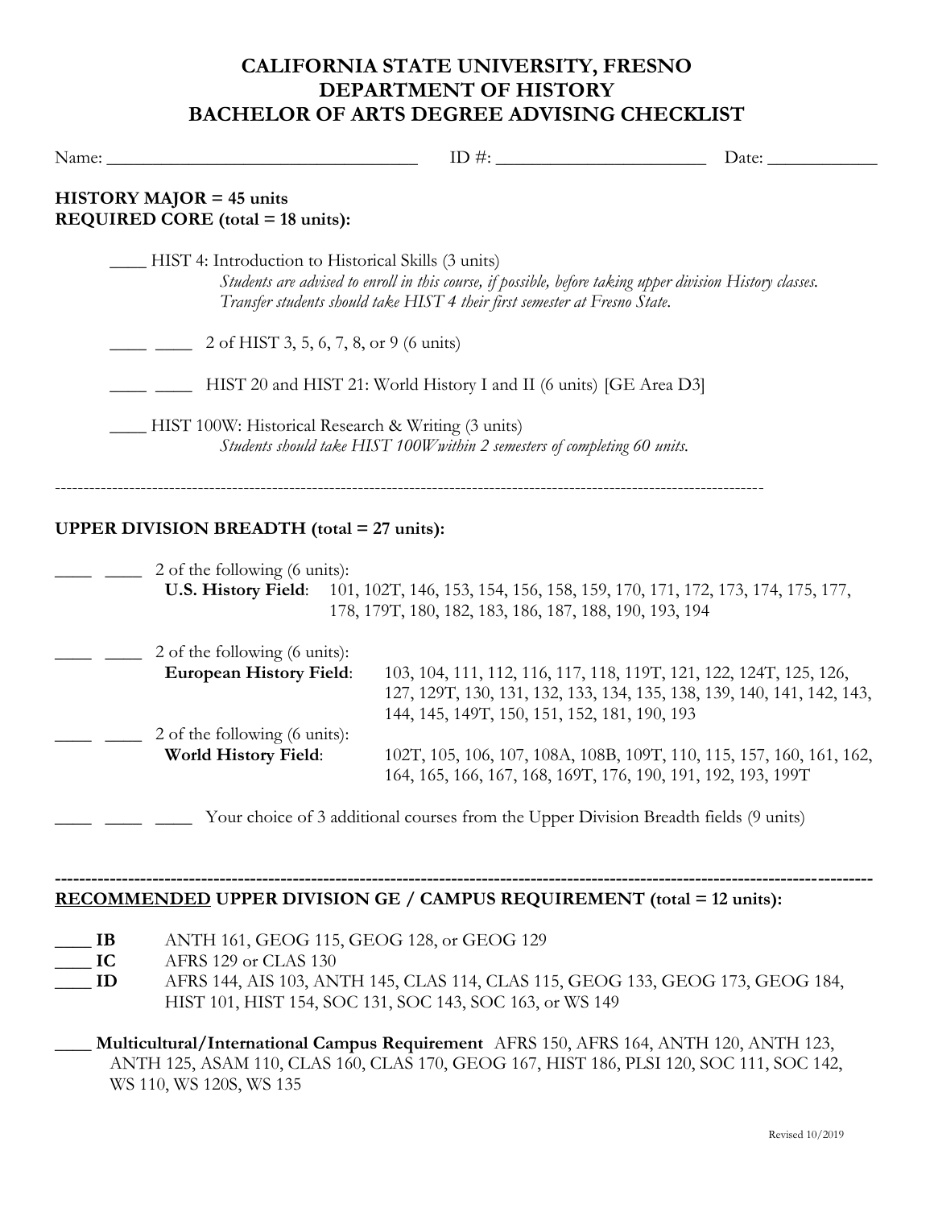# CALIFORNIA STATE UNIVERSITY, FRESNO
# DEPARTMENT OF HISTORY
# BACHELOR OF ARTS DEGREE ADVISING CHECKLIST

Name: ______________________________ ID #: ____________________ Date: __________

**HISTORY MAJOR = 45 units**
**REQUIRED CORE (total = 18 units):**

____ HIST 4: Introduction to Historical Skills (3 units)
*Students are advised to enroll in this course, if possible, before taking upper division History classes. Transfer students should take HIST 4 their first semester at Fresno State.*

____ ____ 2 of HIST 3, 5, 6, 7, 8, or 9 (6 units)

____ ____ HIST 20 and HIST 21: World History I and II (6 units) [GE Area D3]

____ HIST 100W: Historical Research & Writing (3 units)
*Students should take HIST 100W within 2 semesters of completing 60 units.*

---

**UPPER DIVISION BREADTH (total = 27 units):**

____ ____ 2 of the following (6 units):
**U.S. History Field**: 101, 102T, 146, 153, 154, 156, 158, 159, 170, 171, 172, 173, 174, 175, 177, 178, 179T, 180, 182, 183, 186, 187, 188, 190, 193, 194

____ ____ 2 of the following (6 units):
**European History Field**: 103, 104, 111, 112, 116, 117, 118, 119T, 121, 122, 124T, 125, 126, 127, 129T, 130, 131, 132, 133, 134, 135, 138, 139, 140, 141, 142, 143, 144, 145, 149T, 150, 151, 152, 181, 190, 193

____ ____ 2 of the following (6 units):
**World History Field**: 102T, 105, 106, 107, 108A, 108B, 109T, 110, 115, 157, 160, 161, 162, 164, 165, 166, 167, 168, 169T, 176, 190, 191, 192, 193, 199T

____ ____ ____ Your choice of 3 additional courses from the Upper Division Breadth fields (9 units)

---

**<u>RECOMMENDED</u> UPPER DIVISION GE / CAMPUS REQUIREMENT (total = 12 units):**

____ **IB** ANTH 161, GEOG 115, GEOG 128, or GEOG 129
____ **IC** AFRS 129 or CLAS 130
____ **ID** AFRS 144, AIS 103, ANTH 145, CLAS 114, CLAS 115, GEOG 133, GEOG 173, GEOG 184, HIST 101, HIST 154, SOC 131, SOC 143, SOC 163, or WS 149

____ **Multicultural/International Campus Requirement** AFRS 150, AFRS 164, ANTH 120, ANTH 123, ANTH 125, ASAM 110, CLAS 160, CLAS 170, GEOG 167, HIST 186, PLSI 120, SOC 111, SOC 142, WS 110, WS 120S, WS 135

Revised 10/2019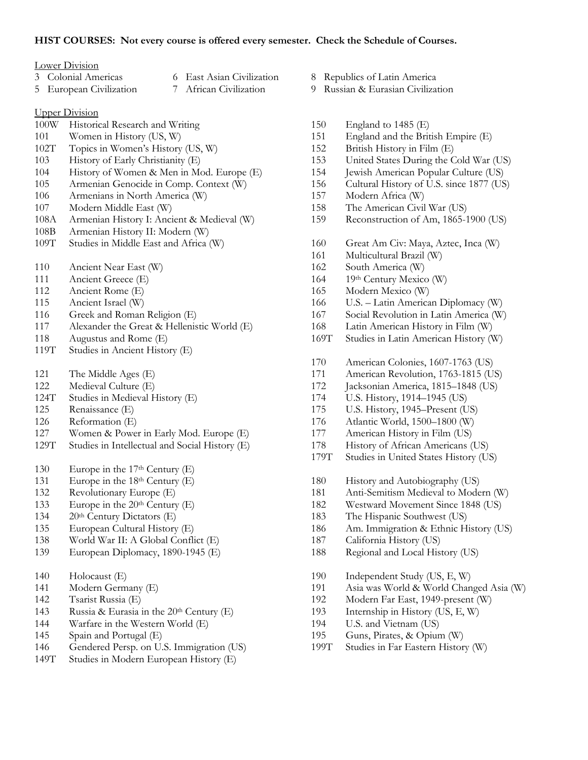**HIST COURSES: Not every course is offered every semester. Check the Schedule of Courses.**

Lower Division

3 Colonial Americas
5 European Civilization
6 East Asian Civilization
7 African Civilization
8 Republics of Latin America
9 Russian & Eurasian Civilization

Upper Division

100W Historical Research and Writing
101 Women in History (US, W)
102T Topics in Women's History (US, W)
103 History of Early Christianity (E)
104 History of Women & Men in Mod. Europe (E)
105 Armenian Genocide in Comp. Context (W)
106 Armenians in North America (W)
107 Modern Middle East (W)
108A Armenian History I: Ancient & Medieval (W)
108B Armenian History II: Modern (W)
109T Studies in Middle East and Africa (W)

110 Ancient Near East (W)
111 Ancient Greece (E)
112 Ancient Rome (E)
115 Ancient Israel (W)
116 Greek and Roman Religion (E)
117 Alexander the Great & Hellenistic World (E)
118 Augustus and Rome (E)
119T Studies in Ancient History (E)

121 The Middle Ages (E)
122 Medieval Culture (E)
124T Studies in Medieval History (E)
125 Renaissance (E)
126 Reformation (E)
127 Women & Power in Early Mod. Europe (E)
129T Studies in Intellectual and Social History (E)

130 Europe in the 17th Century (E)
131 Europe in the 18th Century (E)
132 Revolutionary Europe (E)
133 Europe in the 20th Century (E)
134 20th Century Dictators (E)
135 European Cultural History (E)
138 World War II: A Global Conflict (E)
139 European Diplomacy, 1890-1945 (E)

140 Holocaust (E)
141 Modern Germany (E)
142 Tsarist Russia (E)
143 Russia & Eurasia in the 20th Century (E)
144 Warfare in the Western World (E)
145 Spain and Portugal (E)
146 Gendered Persp. on U.S. Immigration (US)
149T Studies in Modern European History (E)

150 England to 1485 (E)
151 England and the British Empire (E)
152 British History in Film (E)
153 United States During the Cold War (US)
154 Jewish American Popular Culture (US)
156 Cultural History of U.S. since 1877 (US)
157 Modern Africa (W)
158 The American Civil War (US)
159 Reconstruction of Am, 1865-1900 (US)

160 Great Am Civ: Maya, Aztec, Inca (W)
161 Multicultural Brazil (W)
162 South America (W)
164 19th Century Mexico (W)
165 Modern Mexico (W)
166 U.S. – Latin American Diplomacy (W)
167 Social Revolution in Latin America (W)
168 Latin American History in Film (W)
169T Studies in Latin American History (W)

170 American Colonies, 1607-1763 (US)
171 American Revolution, 1763-1815 (US)
172 Jacksonian America, 1815–1848 (US)
174 U.S. History, 1914–1945 (US)
175 U.S. History, 1945–Present (US)
176 Atlantic World, 1500–1800 (W)
177 American History in Film (US)
178 History of African Americans (US)
179T Studies in United States History (US)

180 History and Autobiography (US)
181 Anti-Semitism Medieval to Modern (W)
182 Westward Movement Since 1848 (US)
183 The Hispanic Southwest (US)
186 Am. Immigration & Ethnic History (US)
187 California History (US)
188 Regional and Local History (US)

190 Independent Study (US, E, W)
191 Asia was World & World Changed Asia (W)
192 Modern Far East, 1949-present (W)
193 Internship in History (US, E, W)
194 U.S. and Vietnam (US)
195 Guns, Pirates, & Opium (W)
199T Studies in Far Eastern History (W)